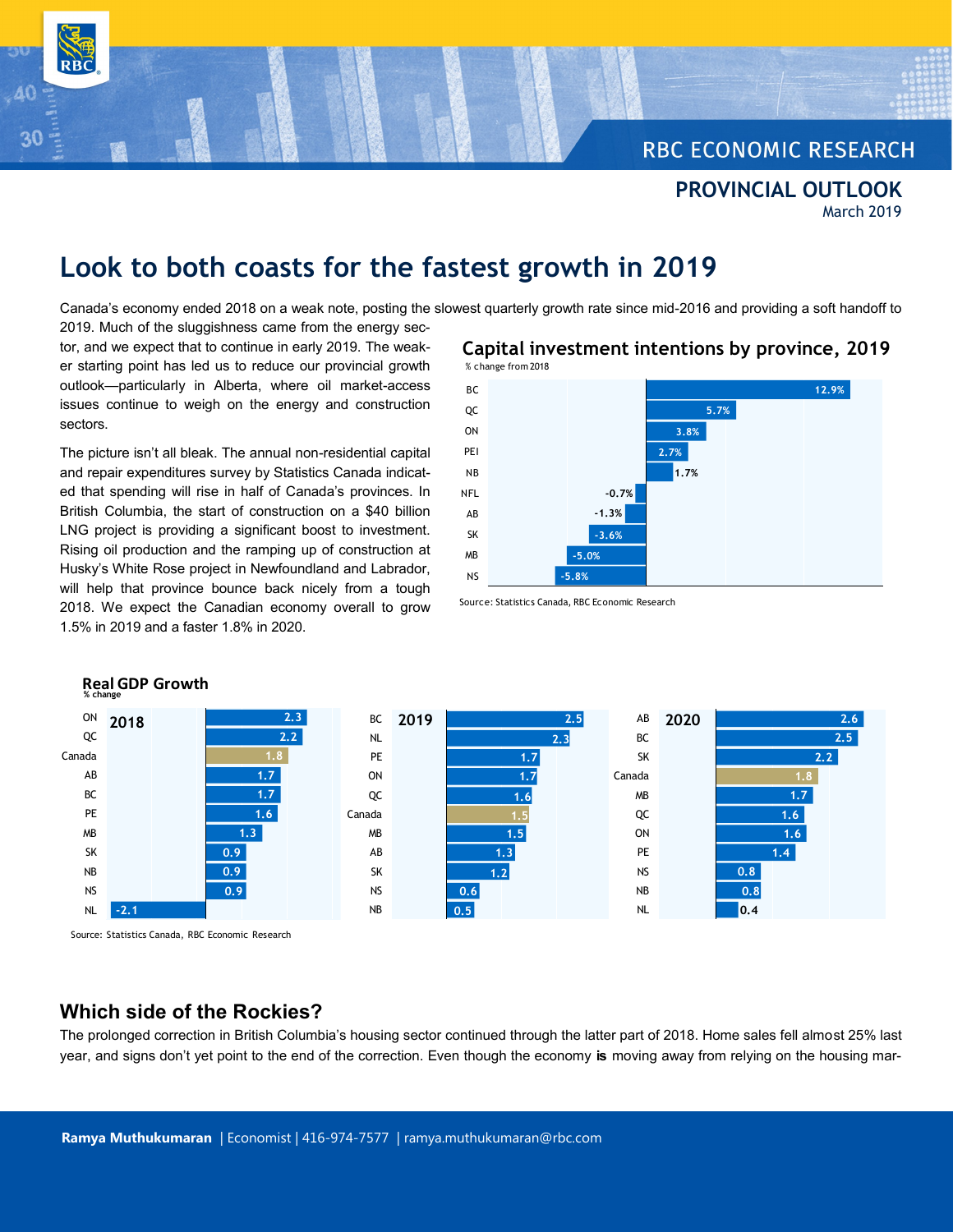RBC ECONOMIC RESEARCH

**PROVINCIAL OUTLOOK**
March 2019

# Look to both coasts for the fastest growth in 2019

Canada's economy ended 2018 on a weak note, posting the slowest quarterly growth rate since mid-2016 and providing a soft handoff to 2019. Much of the sluggishness came from the energy sector, and we expect that to continue in early 2019. The weaker starting point has led us to reduce our provincial growth outlook—particularly in Alberta, where oil market-access issues continue to weigh on the energy and construction sectors.

The picture isn't all bleak. The annual non-residential capital and repair expenditures survey by Statistics Canada indicated that spending will rise in half of Canada's provinces. In British Columbia, the start of construction on a $40 billion LNG project is providing a significant boost to investment. Rising oil production and the ramping up of construction at Husky's White Rose project in Newfoundland and Labrador, will help that province bounce back nicely from a tough 2018. We expect the Canadian economy overall to grow 1.5% in 2019 and a faster 1.8% in 2020.

**Capital investment intentions by province, 2019**
% change from 2018

| Province | % change |
|---|---|
| BC | 12.9% |
| QC | 5.7% |
| ON | 3.8% |
| PEI | 2.7% |
| NB | 1.7% |
| NFL | -0.7% |
| AB | -1.3% |
| SK | -3.6% |
| MB | -5.0% |
| NS | -5.8% |

Source: Statistics Canada, RBC Economic Research

**Real GDP Growth**
% change

| 2018 | | 2019 | | 2020 | |
|---|---|---|---|---|---|
| ON | 2.3 | BC | 2.5 | AB | 2.6 |
| QC | 2.2 | NL | 2.3 | BC | 2.5 |
| Canada | 1.8 | PE | 1.7 | SK | 2.2 |
| AB | 1.7 | ON | 1.7 | Canada | 1.8 |
| BC | 1.7 | QC | 1.6 | MB | 1.7 |
| PE | 1.6 | Canada | 1.5 | QC | 1.6 |
| MB | 1.3 | MB | 1.5 | ON | 1.6 |
| SK | 0.9 | AB | 1.3 | PE | 1.4 |
| NB | 0.9 | SK | 1.2 | NS | 0.8 |
| NS | 0.9 | NS | 0.6 | NB | 0.8 |
| NL | -2.1 | NB | 0.5 | NL | 0.4 |

Source: Statistics Canada, RBC Economic Research

## Which side of the Rockies?

The prolonged correction in British Columbia's housing sector continued through the latter part of 2018. Home sales fell almost 25% last year, and signs don't yet point to the end of the correction. Even though the economy **is** moving away from relying on the housing mar-

**Ramya Muthukumaran** | Economist | 416-974-7577 | ramya.muthukumaran@rbc.com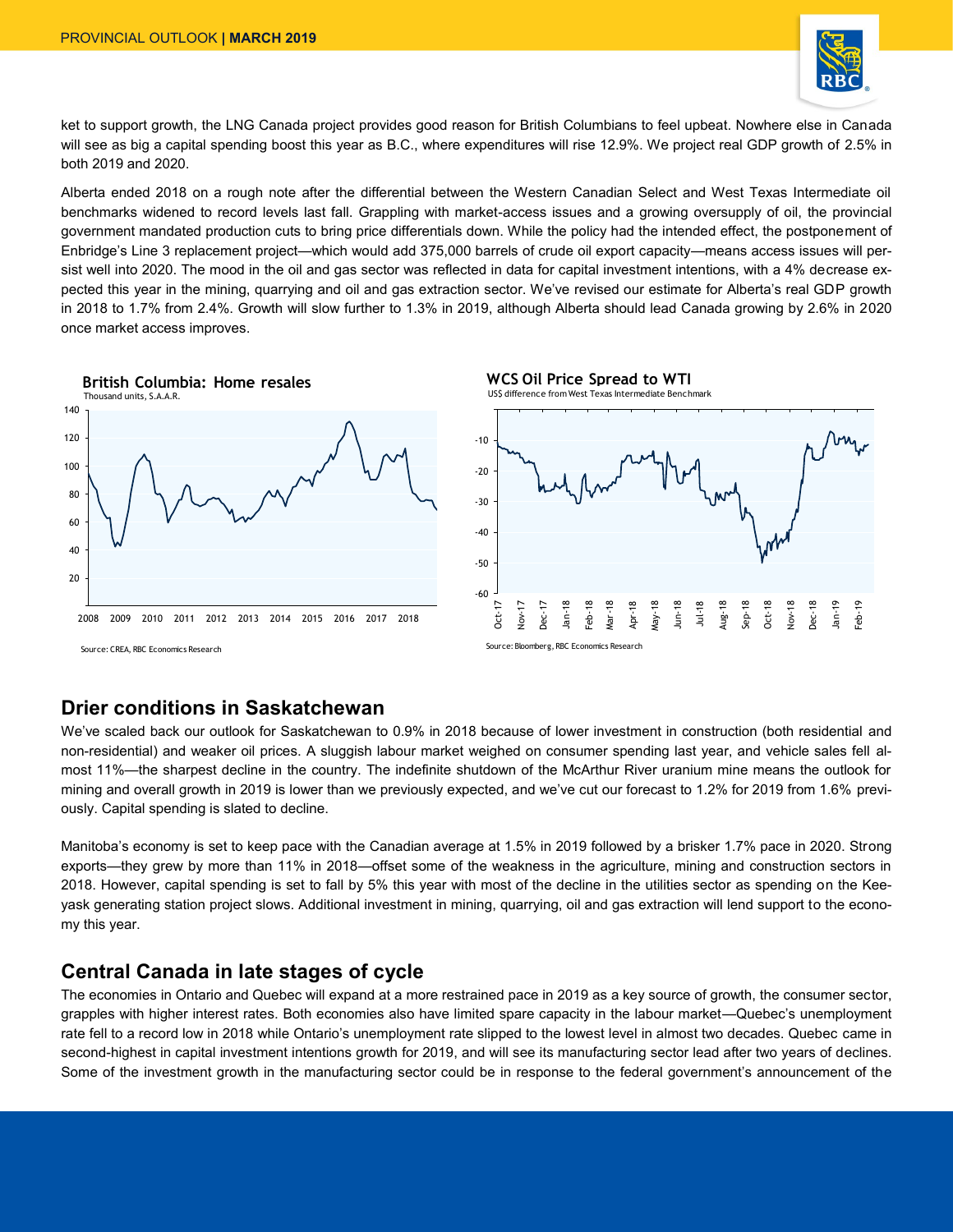ket to support growth, the LNG Canada project provides good reason for British Columbians to feel upbeat. Nowhere else in Canada will see as big a capital spending boost this year as B.C., where expenditures will rise 12.9%. We project real GDP growth of 2.5% in both 2019 and 2020.

Alberta ended 2018 on a rough note after the differential between the Western Canadian Select and West Texas Intermediate oil benchmarks widened to record levels last fall. Grappling with market-access issues and a growing oversupply of oil, the provincial government mandated production cuts to bring price differentials down. While the policy had the intended effect, the postponement of Enbridge's Line 3 replacement project—which would add 375,000 barrels of crude oil export capacity—means access issues will persist well into 2020. The mood in the oil and gas sector was reflected in data for capital investment intentions, with a 4% decrease expected this year in the mining, quarrying and oil and gas extraction sector. We've revised our estimate for Alberta's real GDP growth in 2018 to 1.7% from 2.4%. Growth will slow further to 1.3% in 2019, although Alberta should lead Canada growing by 2.6% in 2020 once market access improves.

**British Columbia: Home resales**
Thousand units, S.A.A.R.

Source: CREA, RBC Economics Research

**WCS Oil Price Spread to WTI**
US$ difference from West Texas Intermediate Benchmark

Source: Bloomberg, RBC Economics Research

## Drier conditions in Saskatchewan

We've scaled back our outlook for Saskatchewan to 0.9% in 2018 because of lower investment in construction (both residential and non-residential) and weaker oil prices. A sluggish labour market weighed on consumer spending last year, and vehicle sales fell almost 11%—the sharpest decline in the country. The indefinite shutdown of the McArthur River uranium mine means the outlook for mining and overall growth in 2019 is lower than we previously expected, and we've cut our forecast to 1.2% for 2019 from 1.6% previously. Capital spending is slated to decline.

Manitoba's economy is set to keep pace with the Canadian average at 1.5% in 2019 followed by a brisker 1.7% pace in 2020. Strong exports—they grew by more than 11% in 2018—offset some of the weakness in the agriculture, mining and construction sectors in 2018. However, capital spending is set to fall by 5% this year with most of the decline in the utilities sector as spending on the Keeyask generating station project slows. Additional investment in mining, quarrying, oil and gas extraction will lend support to the economy this year.

## Central Canada in late stages of cycle

The economies in Ontario and Quebec will expand at a more restrained pace in 2019 as a key source of growth, the consumer sector, grapples with higher interest rates. Both economies also have limited spare capacity in the labour market—Quebec's unemployment rate fell to a record low in 2018 while Ontario's unemployment rate slipped to the lowest level in almost two decades. Quebec came in second-highest in capital investment intentions growth for 2019, and will see its manufacturing sector lead after two years of declines. Some of the investment growth in the manufacturing sector could be in response to the federal government's announcement of the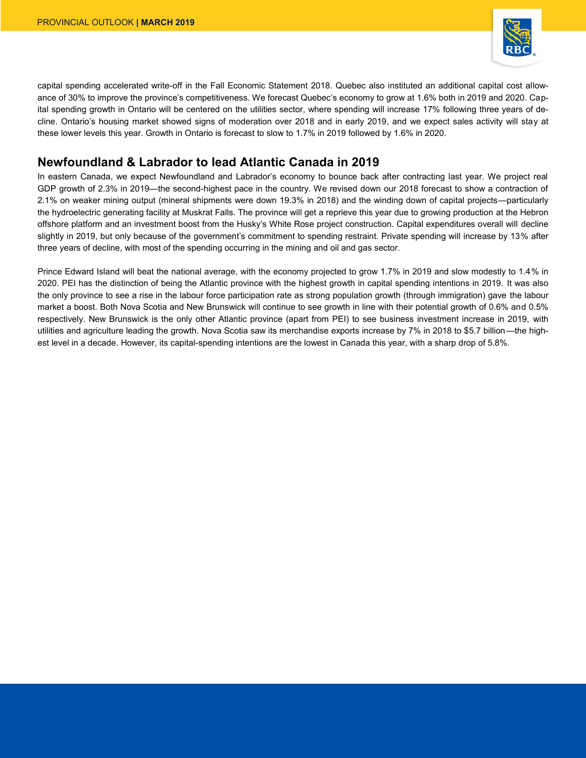capital spending accelerated write-off in the Fall Economic Statement 2018. Quebec also instituted an additional capital cost allowance of 30% to improve the province's competitiveness. We forecast Quebec's economy to grow at 1.6% both in 2019 and 2020. Capital spending growth in Ontario will be centered on the utilities sector, where spending will increase 17% following three years of decline. Ontario's housing market showed signs of moderation over 2018 and in early 2019, and we expect sales activity will stay at these lower levels this year. Growth in Ontario is forecast to slow to 1.7% in 2019 followed by 1.6% in 2020.

## Newfoundland & Labrador to lead Atlantic Canada in 2019

In eastern Canada, we expect Newfoundland and Labrador's economy to bounce back after contracting last year. We project real GDP growth of 2.3% in 2019—the second-highest pace in the country. We revised down our 2018 forecast to show a contraction of 2.1% on weaker mining output (mineral shipments were down 19.3% in 2018) and the winding down of capital projects—particularly the hydroelectric generating facility at Muskrat Falls. The province will get a reprieve this year due to growing production at the Hebron offshore platform and an investment boost from the Husky's White Rose project construction. Capital expenditures overall will decline slightly in 2019, but only because of the government's commitment to spending restraint. Private spending will increase by 13% after three years of decline, with most of the spending occurring in the mining and oil and gas sector.

Prince Edward Island will beat the national average, with the economy projected to grow 1.7% in 2019 and slow modestly to 1.4% in 2020. PEI has the distinction of being the Atlantic province with the highest growth in capital spending intentions in 2019. It was also the only province to see a rise in the labour force participation rate as strong population growth (through immigration) gave the labour market a boost. Both Nova Scotia and New Brunswick will continue to see growth in line with their potential growth of 0.6% and 0.5% respectively. New Brunswick is the only other Atlantic province (apart from PEI) to see business investment increase in 2019, with utilities and agriculture leading the growth. Nova Scotia saw its merchandise exports increase by 7% in 2018 to $5.7 billion—the highest level in a decade. However, its capital-spending intentions are the lowest in Canada this year, with a sharp drop of 5.8%.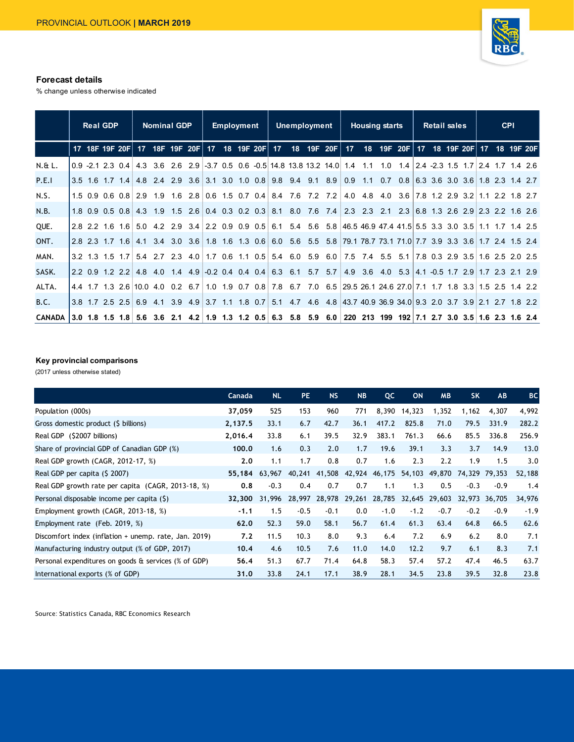### Forecast details

% change unless otherwise indicated

| | Real GDP | | | | Nominal GDP | | | | Employment | | | | Unemployment | | | | Housing starts | | | | Retail sales | | | | CPI | | | |
|---|---|---|---|---|---|---|---|---|---|---|---|---|---|---|---|---|---|---|---|---|---|---|---|---|---|---|---|---|
| | 17 | 18F | 19F | 20F | 17 | 18F | 19F | 20F | 17 | 18 | 19F | 20F | 17 | 18 | 19F | 20F | 17 | 18 | 19F | 20F | 17 | 18 | 19F | 20F | 17 | 18 | 19F | 20F |
| N.& L. | 0.9 | -2.1 | 2.3 | 0.4 | 4.3 | 3.6 | 2.6 | 2.9 | -3.7 | 0.5 | 0.6 | -0.5 | 14.8 | 13.8 | 13.2 | 14.0 | 1.4 | 1.1 | 1.0 | 1.4 | 2.4 | -2.3 | 1.5 | 1.7 | 2.4 | 1.7 | 1.4 | 2.6 |
| P.E.I | 3.5 | 1.6 | 1.7 | 1.4 | 4.8 | 2.4 | 2.9 | 3.6 | 3.1 | 3.0 | 1.0 | 0.8 | 9.8 | 9.4 | 9.1 | 8.9 | 0.9 | 1.1 | 0.7 | 0.8 | 6.3 | 3.6 | 3.0 | 3.6 | 1.8 | 2.3 | 1.4 | 2.7 |
| N.S. | 1.5 | 0.9 | 0.6 | 0.8 | 2.9 | 1.9 | 1.6 | 2.8 | 0.6 | 1.5 | 0.7 | 0.4 | 8.4 | 7.6 | 7.2 | 7.2 | 4.0 | 4.8 | 4.0 | 3.6 | 7.8 | 1.2 | 2.9 | 3.2 | 1.1 | 2.2 | 1.8 | 2.7 |
| N.B. | 1.8 | 0.9 | 0.5 | 0.8 | 4.3 | 1.9 | 1.5 | 2.6 | 0.4 | 0.3 | 0.2 | 0.3 | 8.1 | 8.0 | 7.6 | 7.4 | 2.3 | 2.3 | 2.1 | 2.3 | 6.8 | 1.3 | 2.6 | 2.9 | 2.3 | 2.2 | 1.6 | 2.6 |
| QUE. | 2.8 | 2.2 | 1.6 | 1.6 | 5.0 | 4.2 | 2.9 | 3.4 | 2.2 | 0.9 | 0.9 | 0.5 | 6.1 | 5.4 | 5.6 | 5.8 | 46.5 | 46.9 | 47.4 | 41.5 | 5.5 | 3.3 | 3.0 | 3.5 | 1.1 | 1.7 | 1.4 | 2.5 |
| ONT. | 2.8 | 2.3 | 1.7 | 1.6 | 4.1 | 3.4 | 3.0 | 3.6 | 1.8 | 1.6 | 1.3 | 0.6 | 6.0 | 5.6 | 5.5 | 5.8 | 79.1 | 78.7 | 73.1 | 71.0 | 7.7 | 3.9 | 3.3 | 3.6 | 1.7 | 2.4 | 1.5 | 2.4 |
| MAN. | 3.2 | 1.3 | 1.5 | 1.7 | 5.4 | 2.7 | 2.3 | 4.0 | 1.7 | 0.6 | 1.1 | 0.5 | 5.4 | 6.0 | 5.9 | 6.0 | 7.5 | 7.4 | 5.5 | 5.1 | 7.8 | 0.3 | 2.9 | 3.5 | 1.6 | 2.5 | 2.0 | 2.5 |
| SASK. | 2.2 | 0.9 | 1.2 | 2.2 | 4.8 | 4.0 | 1.4 | 4.9 | -0.2 | 0.4 | 0.4 | 0.4 | 6.3 | 6.1 | 5.7 | 5.7 | 4.9 | 3.6 | 4.0 | 5.3 | 4.1 | -0.5 | 1.7 | 2.9 | 1.7 | 2.3 | 2.1 | 2.9 |
| ALTA. | 4.4 | 1.7 | 1.3 | 2.6 | 10.0 | 4.0 | 0.2 | 6.7 | 1.0 | 1.9 | 0.7 | 0.8 | 7.8 | 6.7 | 7.0 | 6.5 | 29.5 | 26.1 | 24.6 | 27.0 | 7.1 | 1.7 | 1.8 | 3.3 | 1.5 | 2.5 | 1.4 | 2.2 |
| B.C. | 3.8 | 1.7 | 2.5 | 2.5 | 6.9 | 4.1 | 3.9 | 4.9 | 3.7 | 1.1 | 1.8 | 0.7 | 5.1 | 4.7 | 4.6 | 4.8 | 43.7 | 40.9 | 36.9 | 34.0 | 9.3 | 2.0 | 3.7 | 3.9 | 2.1 | 2.7 | 1.8 | 2.2 |
| **CANADA** | **3.0** | **1.8** | **1.5** | **1.8** | **5.6** | **3.6** | **2.1** | **4.2** | **1.9** | **1.3** | **1.2** | **0.5** | **6.3** | **5.8** | **5.9** | **6.0** | **220** | **213** | **199** | **192** | **7.1** | **2.7** | **3.0** | **3.5** | **1.6** | **2.3** | **1.6** | **2.4** |

### Key provincial comparisons

(2017 unless otherwise stated)

| | Canada | NL | PE | NS | NB | QC | ON | MB | SK | AB | BC |
|---|---|---|---|---|---|---|---|---|---|---|---|
| Population (000s) | **37,059** | 525 | 153 | 960 | 771 | 8,390 | 14,323 | 1,352 | 1,162 | 4,307 | 4,992 |
| Gross domestic product ($ billions) | **2,137.5** | 33.1 | 6.7 | 42.7 | 36.1 | 417.2 | 825.8 | 71.0 | 79.5 | 331.9 | 282.2 |
| Real GDP ($2007 billions) | **2,016.4** | 33.8 | 6.1 | 39.5 | 32.9 | 383.1 | 761.3 | 66.6 | 85.5 | 336.8 | 256.9 |
| Share of provincial GDP of Canadian GDP (%) | **100.0** | 1.6 | 0.3 | 2.0 | 1.7 | 19.6 | 39.1 | 3.3 | 3.7 | 14.9 | 13.0 |
| Real GDP growth (CAGR, 2012-17, %) | **2.0** | 1.1 | 1.7 | 0.8 | 0.7 | 1.6 | 2.3 | 2.2 | 1.9 | 1.5 | 3.0 |
| Real GDP per capita ($ 2007) | **55,184** | 63,967 | 40,241 | 41,508 | 42,924 | 46,175 | 54,103 | 49,870 | 74,329 | 79,353 | 52,188 |
| Real GDP growth rate per capita (CAGR, 2013-18, %) | **0.8** | -0.3 | 0.4 | 0.7 | 0.7 | 1.1 | 1.3 | 0.5 | -0.3 | -0.9 | 1.4 |
| Personal disposable income per capita ($) | **32,300** | 31,996 | 28,997 | 28,978 | 29,261 | 28,785 | 32,645 | 29,603 | 32,973 | 36,705 | 34,976 |
| Employment growth (CAGR, 2013-18, %) | **-1.1** | 1.5 | -0.5 | -0.1 | 0.0 | -1.0 | -1.2 | -0.7 | -0.2 | -0.9 | -1.9 |
| Employment rate (Feb. 2019, %) | **62.0** | 52.3 | 59.0 | 58.1 | 56.7 | 61.4 | 61.3 | 63.4 | 64.8 | 66.5 | 62.6 |
| Discomfort index (inflation + unemp. rate, Jan. 2019) | **7.2** | 11.5 | 10.3 | 8.0 | 9.3 | 6.4 | 7.2 | 6.9 | 6.2 | 8.0 | 7.1 |
| Manufacturing industry output (% of GDP, 2017) | **10.4** | 4.6 | 10.5 | 7.6 | 11.0 | 14.0 | 12.2 | 9.7 | 6.1 | 8.3 | 7.1 |
| Personal expenditures on goods & services (% of GDP) | **56.4** | 51.3 | 67.7 | 71.4 | 64.8 | 58.3 | 57.4 | 57.2 | 47.4 | 46.5 | 63.7 |
| International exports (% of GDP) | **31.0** | 33.8 | 24.1 | 17.1 | 38.9 | 28.1 | 34.5 | 23.8 | 39.5 | 32.8 | 23.8 |

Source: Statistics Canada, RBC Economics Research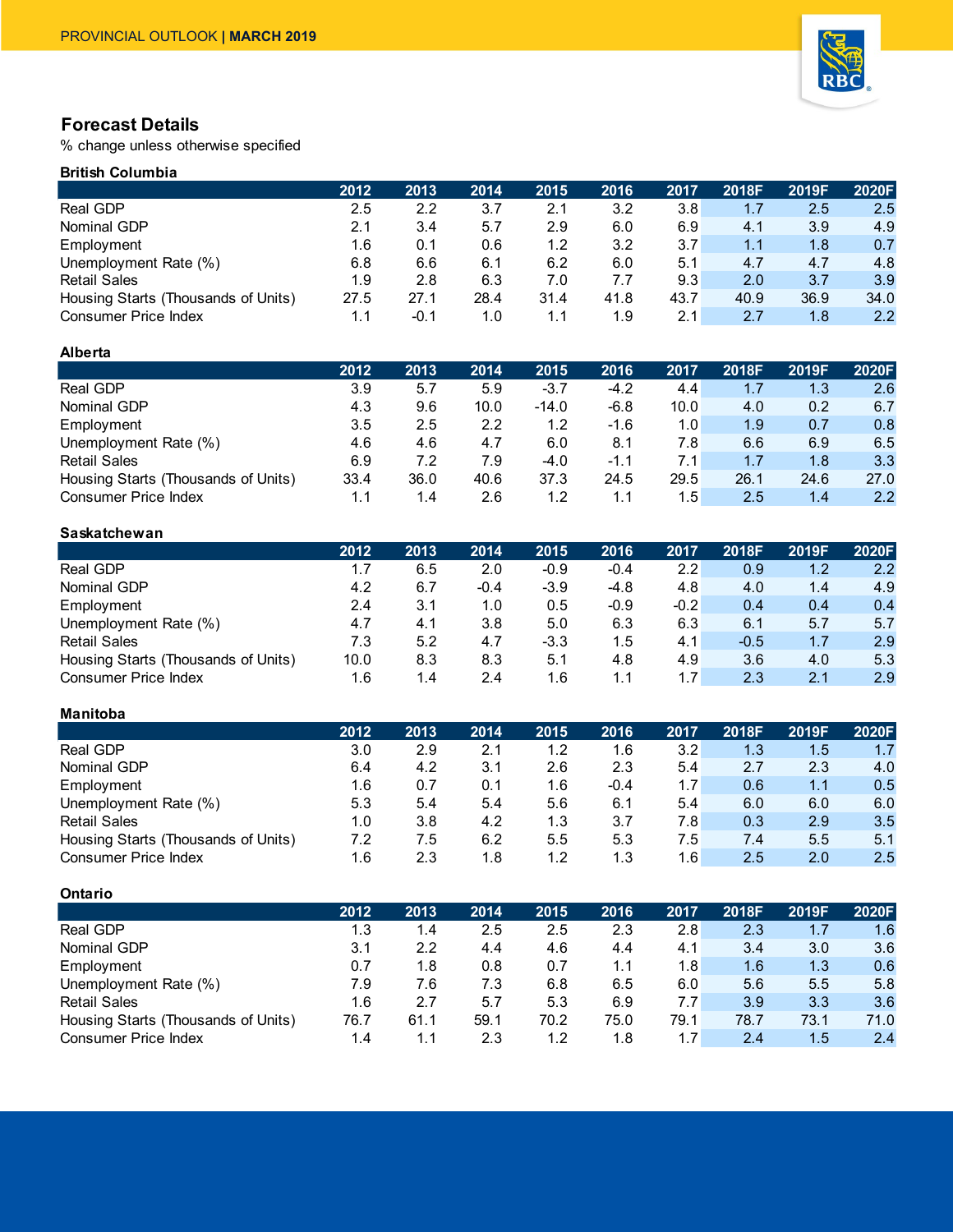## Forecast Details

% change unless otherwise specified

### British Columbia

| | 2012 | 2013 | 2014 | 2015 | 2016 | 2017 | 2018F | 2019F | 2020F |
|---|---|---|---|---|---|---|---|---|---|
| Real GDP | 2.5 | 2.2 | 3.7 | 2.1 | 3.2 | 3.8 | 1.7 | 2.5 | 2.5 |
| Nominal GDP | 2.1 | 3.4 | 5.7 | 2.9 | 6.0 | 6.9 | 4.1 | 3.9 | 4.9 |
| Employment | 1.6 | 0.1 | 0.6 | 1.2 | 3.2 | 3.7 | 1.1 | 1.8 | 0.7 |
| Unemployment Rate (%) | 6.8 | 6.6 | 6.1 | 6.2 | 6.0 | 5.1 | 4.7 | 4.7 | 4.8 |
| Retail Sales | 1.9 | 2.8 | 6.3 | 7.0 | 7.7 | 9.3 | 2.0 | 3.7 | 3.9 |
| Housing Starts (Thousands of Units) | 27.5 | 27.1 | 28.4 | 31.4 | 41.8 | 43.7 | 40.9 | 36.9 | 34.0 |
| Consumer Price Index | 1.1 | -0.1 | 1.0 | 1.1 | 1.9 | 2.1 | 2.7 | 1.8 | 2.2 |

### Alberta

| | 2012 | 2013 | 2014 | 2015 | 2016 | 2017 | 2018F | 2019F | 2020F |
|---|---|---|---|---|---|---|---|---|---|
| Real GDP | 3.9 | 5.7 | 5.9 | -3.7 | -4.2 | 4.4 | 1.7 | 1.3 | 2.6 |
| Nominal GDP | 4.3 | 9.6 | 10.0 | -14.0 | -6.8 | 10.0 | 4.0 | 0.2 | 6.7 |
| Employment | 3.5 | 2.5 | 2.2 | 1.2 | -1.6 | 1.0 | 1.9 | 0.7 | 0.8 |
| Unemployment Rate (%) | 4.6 | 4.6 | 4.7 | 6.0 | 8.1 | 7.8 | 6.6 | 6.9 | 6.5 |
| Retail Sales | 6.9 | 7.2 | 7.9 | -4.0 | -1.1 | 7.1 | 1.7 | 1.8 | 3.3 |
| Housing Starts (Thousands of Units) | 33.4 | 36.0 | 40.6 | 37.3 | 24.5 | 29.5 | 26.1 | 24.6 | 27.0 |
| Consumer Price Index | 1.1 | 1.4 | 2.6 | 1.2 | 1.1 | 1.5 | 2.5 | 1.4 | 2.2 |

### Saskatchewan

| | 2012 | 2013 | 2014 | 2015 | 2016 | 2017 | 2018F | 2019F | 2020F |
|---|---|---|---|---|---|---|---|---|---|
| Real GDP | 1.7 | 6.5 | 2.0 | -0.9 | -0.4 | 2.2 | 0.9 | 1.2 | 2.2 |
| Nominal GDP | 4.2 | 6.7 | -0.4 | -3.9 | -4.8 | 4.8 | 4.0 | 1.4 | 4.9 |
| Employment | 2.4 | 3.1 | 1.0 | 0.5 | -0.9 | -0.2 | 0.4 | 0.4 | 0.4 |
| Unemployment Rate (%) | 4.7 | 4.1 | 3.8 | 5.0 | 6.3 | 6.3 | 6.1 | 5.7 | 5.7 |
| Retail Sales | 7.3 | 5.2 | 4.7 | -3.3 | 1.5 | 4.1 | -0.5 | 1.7 | 2.9 |
| Housing Starts (Thousands of Units) | 10.0 | 8.3 | 8.3 | 5.1 | 4.8 | 4.9 | 3.6 | 4.0 | 5.3 |
| Consumer Price Index | 1.6 | 1.4 | 2.4 | 1.6 | 1.1 | 1.7 | 2.3 | 2.1 | 2.9 |

### Manitoba

| | 2012 | 2013 | 2014 | 2015 | 2016 | 2017 | 2018F | 2019F | 2020F |
|---|---|---|---|---|---|---|---|---|---|
| Real GDP | 3.0 | 2.9 | 2.1 | 1.2 | 1.6 | 3.2 | 1.3 | 1.5 | 1.7 |
| Nominal GDP | 6.4 | 4.2 | 3.1 | 2.6 | 2.3 | 5.4 | 2.7 | 2.3 | 4.0 |
| Employment | 1.6 | 0.7 | 0.1 | 1.6 | -0.4 | 1.7 | 0.6 | 1.1 | 0.5 |
| Unemployment Rate (%) | 5.3 | 5.4 | 5.4 | 5.6 | 6.1 | 5.4 | 6.0 | 6.0 | 6.0 |
| Retail Sales | 1.0 | 3.8 | 4.2 | 1.3 | 3.7 | 7.8 | 0.3 | 2.9 | 3.5 |
| Housing Starts (Thousands of Units) | 7.2 | 7.5 | 6.2 | 5.5 | 5.3 | 7.5 | 7.4 | 5.5 | 5.1 |
| Consumer Price Index | 1.6 | 2.3 | 1.8 | 1.2 | 1.3 | 1.6 | 2.5 | 2.0 | 2.5 |

### Ontario

| | 2012 | 2013 | 2014 | 2015 | 2016 | 2017 | 2018F | 2019F | 2020F |
|---|---|---|---|---|---|---|---|---|---|
| Real GDP | 1.3 | 1.4 | 2.5 | 2.5 | 2.3 | 2.8 | 2.3 | 1.7 | 1.6 |
| Nominal GDP | 3.1 | 2.2 | 4.4 | 4.6 | 4.4 | 4.1 | 3.4 | 3.0 | 3.6 |
| Employment | 0.7 | 1.8 | 0.8 | 0.7 | 1.1 | 1.8 | 1.6 | 1.3 | 0.6 |
| Unemployment Rate (%) | 7.9 | 7.6 | 7.3 | 6.8 | 6.5 | 6.0 | 5.6 | 5.5 | 5.8 |
| Retail Sales | 1.6 | 2.7 | 5.7 | 5.3 | 6.9 | 7.7 | 3.9 | 3.3 | 3.6 |
| Housing Starts (Thousands of Units) | 76.7 | 61.1 | 59.1 | 70.2 | 75.0 | 79.1 | 78.7 | 73.1 | 71.0 |
| Consumer Price Index | 1.4 | 1.1 | 2.3 | 1.2 | 1.8 | 1.7 | 2.4 | 1.5 | 2.4 |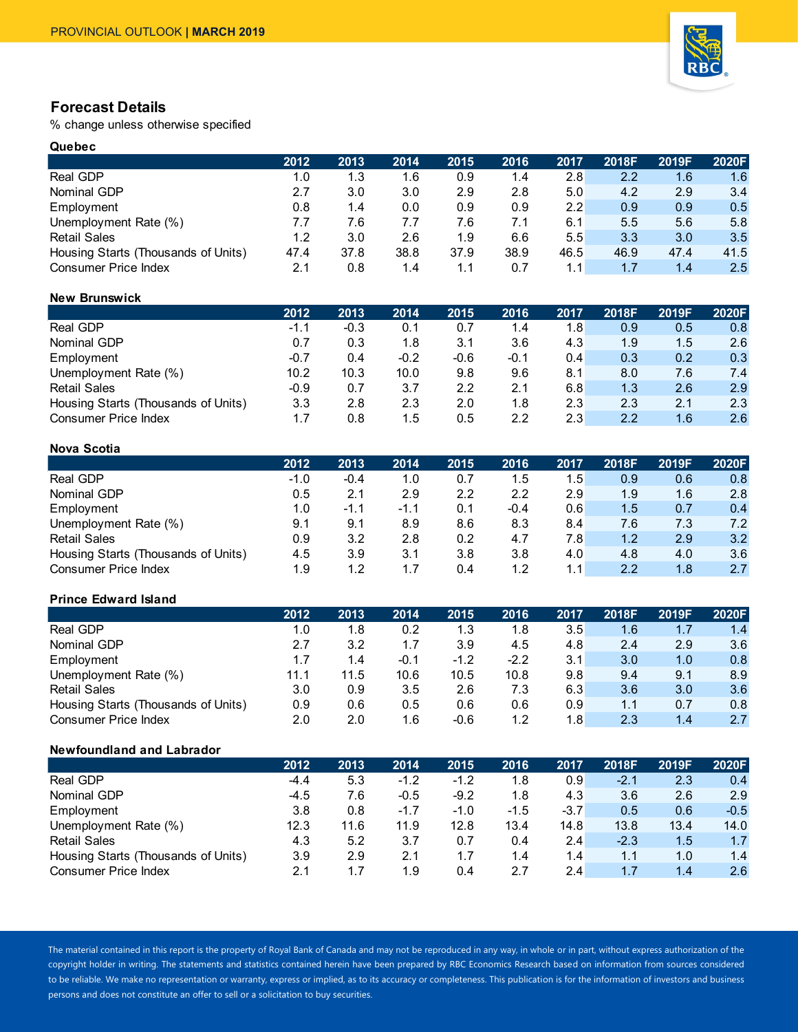## Forecast Details

% change unless otherwise specified

### Quebec

| | 2012 | 2013 | 2014 | 2015 | 2016 | 2017 | 2018F | 2019F | 2020F |
|---|---|---|---|---|---|---|---|---|---|
| Real GDP | 1.0 | 1.3 | 1.6 | 0.9 | 1.4 | 2.8 | 2.2 | 1.6 | 1.6 |
| Nominal GDP | 2.7 | 3.0 | 3.0 | 2.9 | 2.8 | 5.0 | 4.2 | 2.9 | 3.4 |
| Employment | 0.8 | 1.4 | 0.0 | 0.9 | 0.9 | 2.2 | 0.9 | 0.9 | 0.5 |
| Unemployment Rate (%) | 7.7 | 7.6 | 7.7 | 7.6 | 7.1 | 6.1 | 5.5 | 5.6 | 5.8 |
| Retail Sales | 1.2 | 3.0 | 2.6 | 1.9 | 6.6 | 5.5 | 3.3 | 3.0 | 3.5 |
| Housing Starts (Thousands of Units) | 47.4 | 37.8 | 38.8 | 37.9 | 38.9 | 46.5 | 46.9 | 47.4 | 41.5 |
| Consumer Price Index | 2.1 | 0.8 | 1.4 | 1.1 | 0.7 | 1.1 | 1.7 | 1.4 | 2.5 |

### New Brunswick

| | 2012 | 2013 | 2014 | 2015 | 2016 | 2017 | 2018F | 2019F | 2020F |
|---|---|---|---|---|---|---|---|---|---|
| Real GDP | -1.1 | -0.3 | 0.1 | 0.7 | 1.4 | 1.8 | 0.9 | 0.5 | 0.8 |
| Nominal GDP | 0.7 | 0.3 | 1.8 | 3.1 | 3.6 | 4.3 | 1.9 | 1.5 | 2.6 |
| Employment | -0.7 | 0.4 | -0.2 | -0.6 | -0.1 | 0.4 | 0.3 | 0.2 | 0.3 |
| Unemployment Rate (%) | 10.2 | 10.3 | 10.0 | 9.8 | 9.6 | 8.1 | 8.0 | 7.6 | 7.4 |
| Retail Sales | -0.9 | 0.7 | 3.7 | 2.2 | 2.1 | 6.8 | 1.3 | 2.6 | 2.9 |
| Housing Starts (Thousands of Units) | 3.3 | 2.8 | 2.3 | 2.0 | 1.8 | 2.3 | 2.3 | 2.1 | 2.3 |
| Consumer Price Index | 1.7 | 0.8 | 1.5 | 0.5 | 2.2 | 2.3 | 2.2 | 1.6 | 2.6 |

### Nova Scotia

| | 2012 | 2013 | 2014 | 2015 | 2016 | 2017 | 2018F | 2019F | 2020F |
|---|---|---|---|---|---|---|---|---|---|
| Real GDP | -1.0 | -0.4 | 1.0 | 0.7 | 1.5 | 1.5 | 0.9 | 0.6 | 0.8 |
| Nominal GDP | 0.5 | 2.1 | 2.9 | 2.2 | 2.2 | 2.9 | 1.9 | 1.6 | 2.8 |
| Employment | 1.0 | -1.1 | -1.1 | 0.1 | -0.4 | 0.6 | 1.5 | 0.7 | 0.4 |
| Unemployment Rate (%) | 9.1 | 9.1 | 8.9 | 8.6 | 8.3 | 8.4 | 7.6 | 7.3 | 7.2 |
| Retail Sales | 0.9 | 3.2 | 2.8 | 0.2 | 4.7 | 7.8 | 1.2 | 2.9 | 3.2 |
| Housing Starts (Thousands of Units) | 4.5 | 3.9 | 3.1 | 3.8 | 3.8 | 4.0 | 4.8 | 4.0 | 3.6 |
| Consumer Price Index | 1.9 | 1.2 | 1.7 | 0.4 | 1.2 | 1.1 | 2.2 | 1.8 | 2.7 |

### Prince Edward Island

| | 2012 | 2013 | 2014 | 2015 | 2016 | 2017 | 2018F | 2019F | 2020F |
|---|---|---|---|---|---|---|---|---|---|
| Real GDP | 1.0 | 1.8 | 0.2 | 1.3 | 1.8 | 3.5 | 1.6 | 1.7 | 1.4 |
| Nominal GDP | 2.7 | 3.2 | 1.7 | 3.9 | 4.5 | 4.8 | 2.4 | 2.9 | 3.6 |
| Employment | 1.7 | 1.4 | -0.1 | -1.2 | -2.2 | 3.1 | 3.0 | 1.0 | 0.8 |
| Unemployment Rate (%) | 11.1 | 11.5 | 10.6 | 10.5 | 10.8 | 9.8 | 9.4 | 9.1 | 8.9 |
| Retail Sales | 3.0 | 0.9 | 3.5 | 2.6 | 7.3 | 6.3 | 3.6 | 3.0 | 3.6 |
| Housing Starts (Thousands of Units) | 0.9 | 0.6 | 0.5 | 0.6 | 0.6 | 0.9 | 1.1 | 0.7 | 0.8 |
| Consumer Price Index | 2.0 | 2.0 | 1.6 | -0.6 | 1.2 | 1.8 | 2.3 | 1.4 | 2.7 |

### Newfoundland and Labrador

| | 2012 | 2013 | 2014 | 2015 | 2016 | 2017 | 2018F | 2019F | 2020F |
|---|---|---|---|---|---|---|---|---|---|
| Real GDP | -4.4 | 5.3 | -1.2 | -1.2 | 1.8 | 0.9 | -2.1 | 2.3 | 0.4 |
| Nominal GDP | -4.5 | 7.6 | -0.5 | -9.2 | 1.8 | 4.3 | 3.6 | 2.6 | 2.9 |
| Employment | 3.8 | 0.8 | -1.7 | -1.0 | -1.5 | -3.7 | 0.5 | 0.6 | -0.5 |
| Unemployment Rate (%) | 12.3 | 11.6 | 11.9 | 12.8 | 13.4 | 14.8 | 13.8 | 13.4 | 14.0 |
| Retail Sales | 4.3 | 5.2 | 3.7 | 0.7 | 0.4 | 2.4 | -2.3 | 1.5 | 1.7 |
| Housing Starts (Thousands of Units) | 3.9 | 2.9 | 2.1 | 1.7 | 1.4 | 1.4 | 1.1 | 1.0 | 1.4 |
| Consumer Price Index | 2.1 | 1.7 | 1.9 | 0.4 | 2.7 | 2.4 | 1.7 | 1.4 | 2.6 |

The material contained in this report is the property of Royal Bank of Canada and may not be reproduced in any way, in whole or in part, without express authorization of the copyright holder in writing. The statements and statistics contained herein have been prepared by RBC Economics Research based on information from sources considered to be reliable. We make no representation or warranty, express or implied, as to its accuracy or completeness. This publication is for the information of investors and business persons and does not constitute an offer to sell or a solicitation to buy securities.